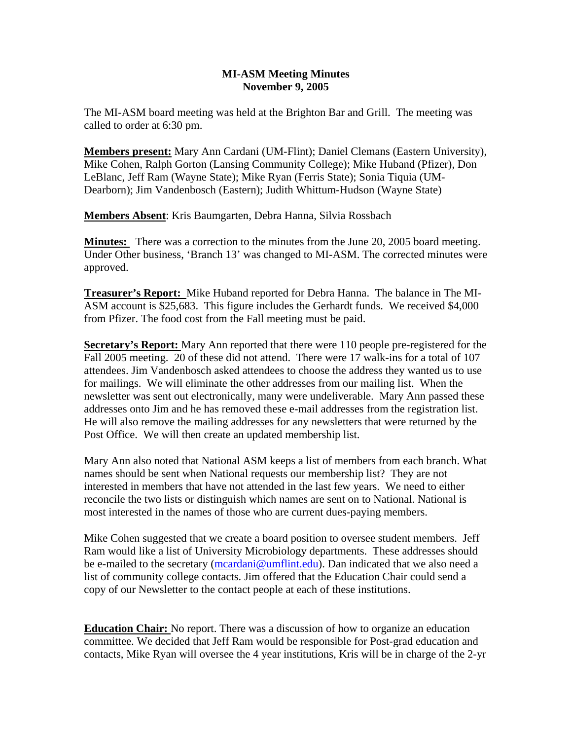**MI-ASM Meeting Minutes**
**November 9, 2005**

The MI-ASM board meeting was held at the Brighton Bar and Grill. The meeting was called to order at 6:30 pm.

**Members present:** Mary Ann Cardani (UM-Flint); Daniel Clemans (Eastern University), Mike Cohen, Ralph Gorton (Lansing Community College); Mike Huband (Pfizer), Don LeBlanc, Jeff Ram (Wayne State); Mike Ryan (Ferris State); Sonia Tiquia (UM-Dearborn); Jim Vandenbosch (Eastern); Judith Whittum-Hudson (Wayne State)

**Members Absent**: Kris Baumgarten, Debra Hanna, Silvia Rossbach

**Minutes:** There was a correction to the minutes from the June 20, 2005 board meeting. Under Other business, 'Branch 13' was changed to MI-ASM. The corrected minutes were approved.

**Treasurer's Report:** Mike Huband reported for Debra Hanna. The balance in The MI-ASM account is $25,683. This figure includes the Gerhardt funds. We received $4,000 from Pfizer. The food cost from the Fall meeting must be paid.

**Secretary's Report:** Mary Ann reported that there were 110 people pre-registered for the Fall 2005 meeting. 20 of these did not attend. There were 17 walk-ins for a total of 107 attendees. Jim Vandenbosch asked attendees to choose the address they wanted us to use for mailings. We will eliminate the other addresses from our mailing list. When the newsletter was sent out electronically, many were undeliverable. Mary Ann passed these addresses onto Jim and he has removed these e-mail addresses from the registration list. He will also remove the mailing addresses for any newsletters that were returned by the Post Office. We will then create an updated membership list.

Mary Ann also noted that National ASM keeps a list of members from each branch. What names should be sent when National requests our membership list? They are not interested in members that have not attended in the last few years. We need to either reconcile the two lists or distinguish which names are sent on to National. National is most interested in the names of those who are current dues-paying members.

Mike Cohen suggested that we create a board position to oversee student members. Jeff Ram would like a list of University Microbiology departments. These addresses should be e-mailed to the secretary (mcardani@umflint.edu). Dan indicated that we also need a list of community college contacts. Jim offered that the Education Chair could send a copy of our Newsletter to the contact people at each of these institutions.

**Education Chair:** No report. There was a discussion of how to organize an education committee. We decided that Jeff Ram would be responsible for Post-grad education and contacts, Mike Ryan will oversee the 4 year institutions, Kris will be in charge of the 2-yr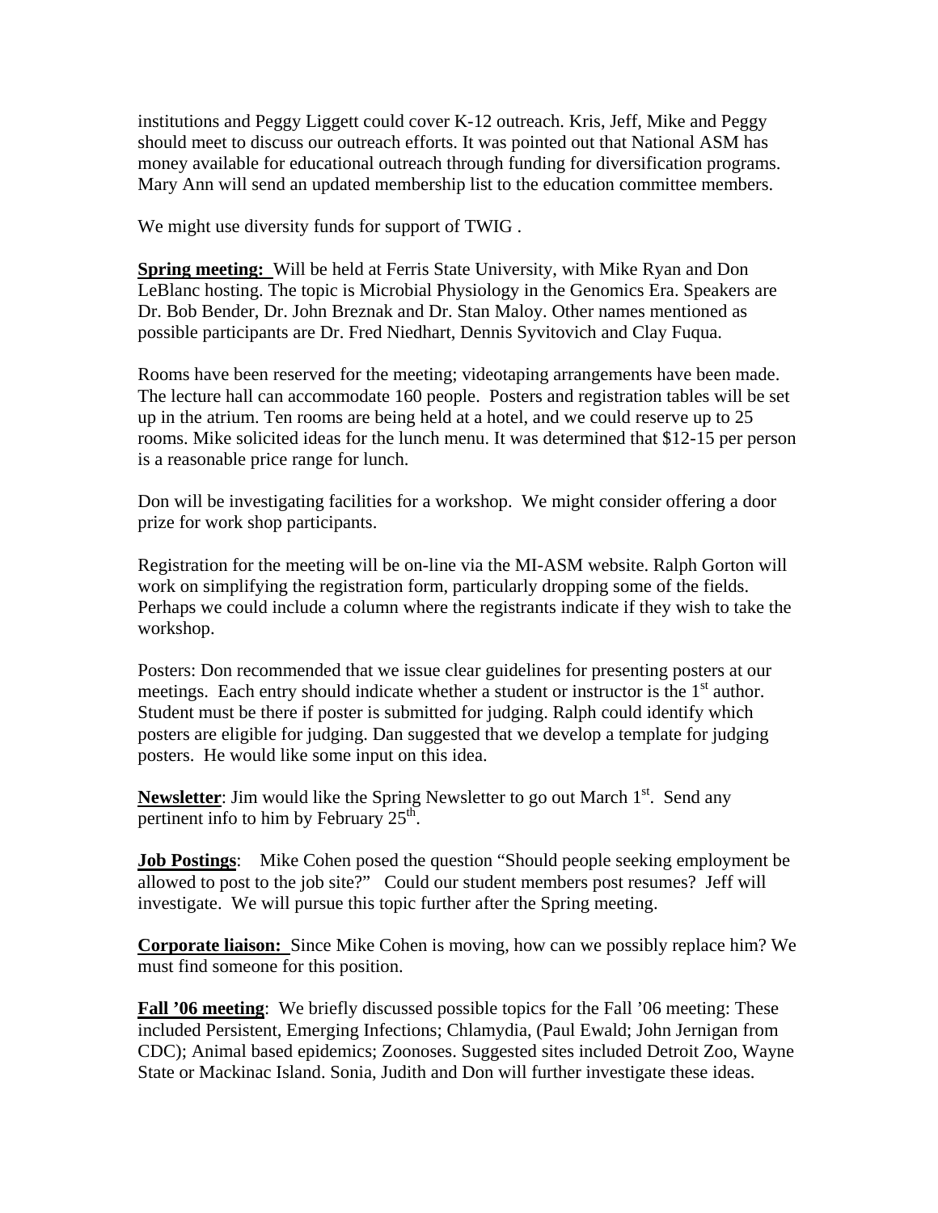institutions and Peggy Liggett could cover K-12 outreach. Kris, Jeff, Mike and Peggy should meet to discuss our outreach efforts. It was pointed out that National ASM has money available for educational outreach through funding for diversification programs. Mary Ann will send an updated membership list to the education committee members.

We might use diversity funds for support of TWIG .

**Spring meeting:** Will be held at Ferris State University, with Mike Ryan and Don LeBlanc hosting. The topic is Microbial Physiology in the Genomics Era. Speakers are Dr. Bob Bender, Dr. John Breznak and Dr. Stan Maloy. Other names mentioned as possible participants are Dr. Fred Niedhart, Dennis Syvitovich and Clay Fuqua.

Rooms have been reserved for the meeting; videotaping arrangements have been made. The lecture hall can accommodate 160 people. Posters and registration tables will be set up in the atrium. Ten rooms are being held at a hotel, and we could reserve up to 25 rooms. Mike solicited ideas for the lunch menu. It was determined that $12-15 per person is a reasonable price range for lunch.

Don will be investigating facilities for a workshop. We might consider offering a door prize for work shop participants.

Registration for the meeting will be on-line via the MI-ASM website. Ralph Gorton will work on simplifying the registration form, particularly dropping some of the fields. Perhaps we could include a column where the registrants indicate if they wish to take the workshop.

Posters: Don recommended that we issue clear guidelines for presenting posters at our meetings. Each entry should indicate whether a student or instructor is the 1st author. Student must be there if poster is submitted for judging. Ralph could identify which posters are eligible for judging. Dan suggested that we develop a template for judging posters. He would like some input on this idea.

**Newsletter**: Jim would like the Spring Newsletter to go out March 1st. Send any pertinent info to him by February 25th.

**Job Postings**: Mike Cohen posed the question "Should people seeking employment be allowed to post to the job site?" Could our student members post resumes? Jeff will investigate. We will pursue this topic further after the Spring meeting.

**Corporate liaison:** Since Mike Cohen is moving, how can we possibly replace him? We must find someone for this position.

**Fall '06 meeting**: We briefly discussed possible topics for the Fall '06 meeting: These included Persistent, Emerging Infections; Chlamydia, (Paul Ewald; John Jernigan from CDC); Animal based epidemics; Zoonoses. Suggested sites included Detroit Zoo, Wayne State or Mackinac Island. Sonia, Judith and Don will further investigate these ideas.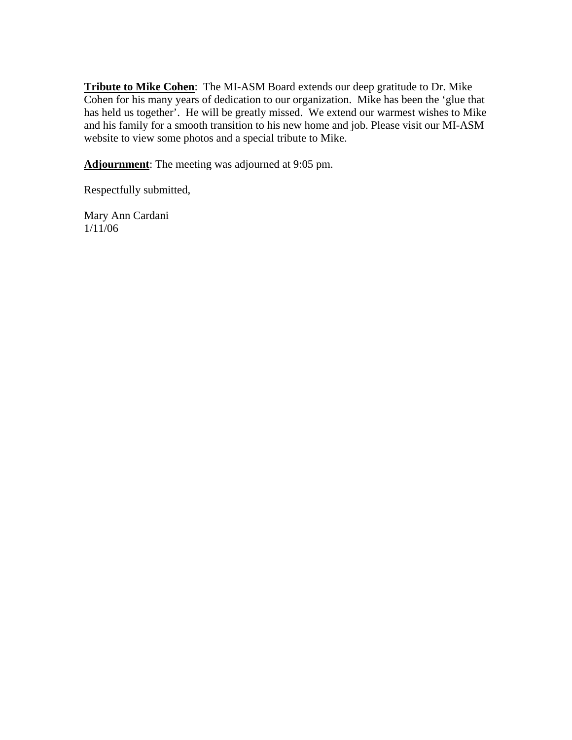**<u>Tribute to Mike Cohen</u>**: The MI-ASM Board extends our deep gratitude to Dr. Mike Cohen for his many years of dedication to our organization. Mike has been the 'glue that has held us together'. He will be greatly missed. We extend our warmest wishes to Mike and his family for a smooth transition to his new home and job. Please visit our MI-ASM website to view some photos and a special tribute to Mike.

**<u>Adjournment</u>**: The meeting was adjourned at 9:05 pm.

Respectfully submitted,

Mary Ann Cardani
1/11/06